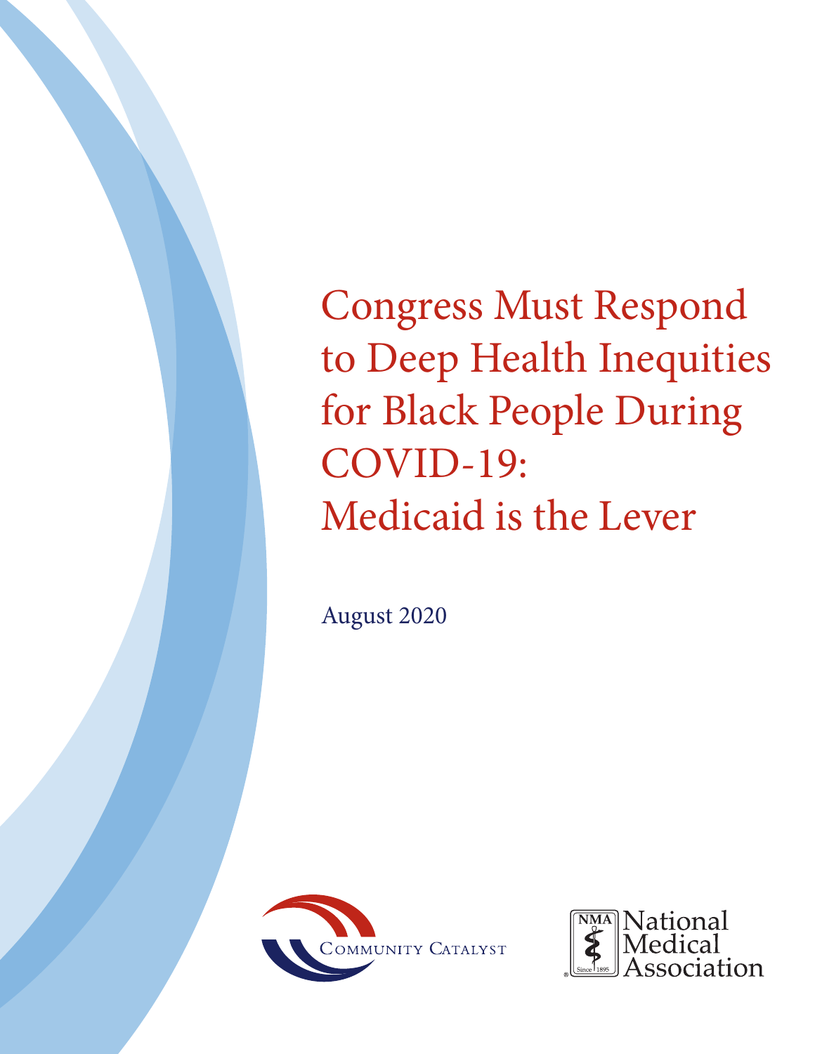# Congress Must Respond to Deep Health Inequities for Black People During COVID-19: Medicaid is the Lever

August 2020

Community Catalyst

National Medical Association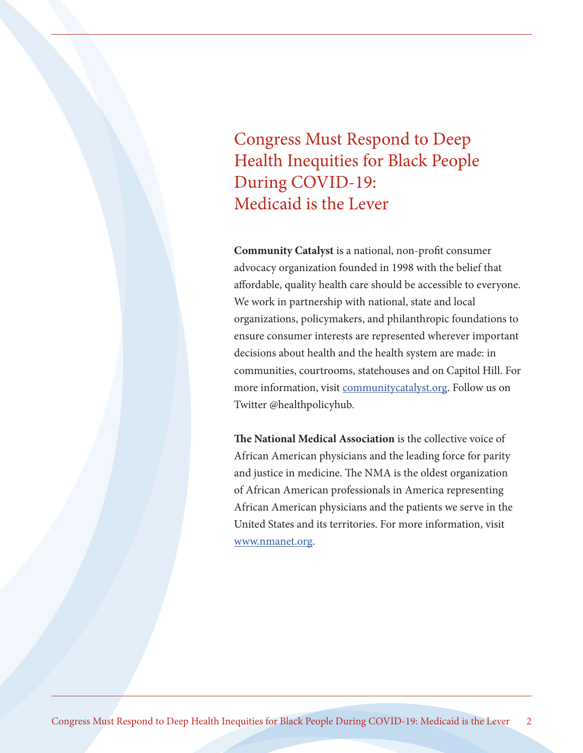# Congress Must Respond to Deep Health Inequities for Black People During COVID-19: Medicaid is the Lever

**Community Catalyst** is a national, non-profit consumer advocacy organization founded in 1998 with the belief that affordable, quality health care should be accessible to everyone. We work in partnership with national, state and local organizations, policymakers, and philanthropic foundations to ensure consumer interests are represented wherever important decisions about health and the health system are made: in communities, courtrooms, statehouses and on Capitol Hill. For more information, visit communitycatalyst.org. Follow us on Twitter @healthpolicyhub.

**The National Medical Association** is the collective voice of African American physicians and the leading force for parity and justice in medicine. The NMA is the oldest organization of African American professionals in America representing African American physicians and the patients we serve in the United States and its territories. For more information, visit www.nmanet.org.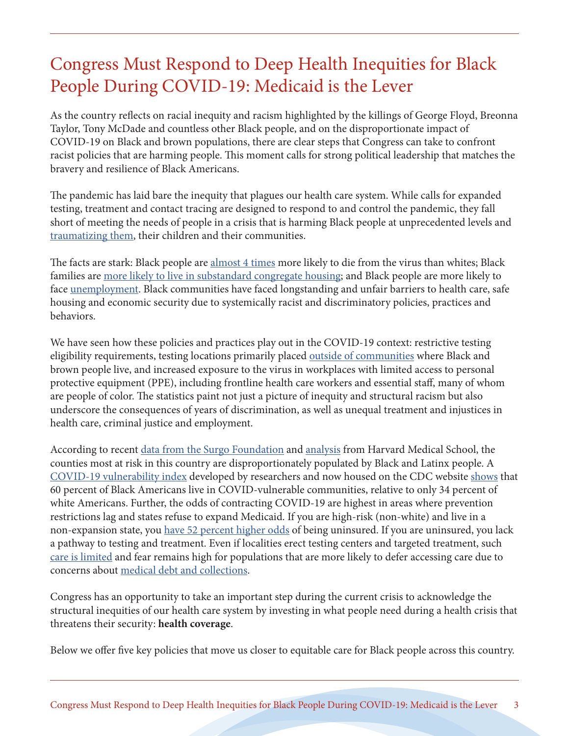# Congress Must Respond to Deep Health Inequities for Black People During COVID-19: Medicaid is the Lever

As the country reflects on racial inequity and racism highlighted by the killings of George Floyd, Breonna Taylor, Tony McDade and countless other Black people, and on the disproportionate impact of COVID-19 on Black and brown populations, there are clear steps that Congress can take to confront racist policies that are harming people. This moment calls for strong political leadership that matches the bravery and resilience of Black Americans.

The pandemic has laid bare the inequity that plagues our health care system. While calls for expanded testing, treatment and contact tracing are designed to respond to and control the pandemic, they fall short of meeting the needs of people in a crisis that is harming Black people at unprecedented levels and traumatizing them, their children and their communities.

The facts are stark: Black people are almost 4 times more likely to die from the virus than whites; Black families are more likely to live in substandard congregate housing; and Black people are more likely to face unemployment. Black communities have faced longstanding and unfair barriers to health care, safe housing and economic security due to systemically racist and discriminatory policies, practices and behaviors.

We have seen how these policies and practices play out in the COVID-19 context: restrictive testing eligibility requirements, testing locations primarily placed outside of communities where Black and brown people live, and increased exposure to the virus in workplaces with limited access to personal protective equipment (PPE), including frontline health care workers and essential staff, many of whom are people of color. The statistics paint not just a picture of inequity and structural racism but also underscore the consequences of years of discrimination, as well as unequal treatment and injustices in health care, criminal justice and employment.

According to recent data from the Surgo Foundation and analysis from Harvard Medical School, the counties most at risk in this country are disproportionately populated by Black and Latinx people. A COVID-19 vulnerability index developed by researchers and now housed on the CDC website shows that 60 percent of Black Americans live in COVID-vulnerable communities, relative to only 34 percent of white Americans. Further, the odds of contracting COVID-19 are highest in areas where prevention restrictions lag and states refuse to expand Medicaid. If you are high-risk (non-white) and live in a non-expansion state, you have 52 percent higher odds of being uninsured. If you are uninsured, you lack a pathway to testing and treatment. Even if localities erect testing centers and targeted treatment, such care is limited and fear remains high for populations that are more likely to defer accessing care due to concerns about medical debt and collections.

Congress has an opportunity to take an important step during the current crisis to acknowledge the structural inequities of our health care system by investing in what people need during a health crisis that threatens their security: **health coverage**.

Below we offer five key policies that move us closer to equitable care for Black people across this country.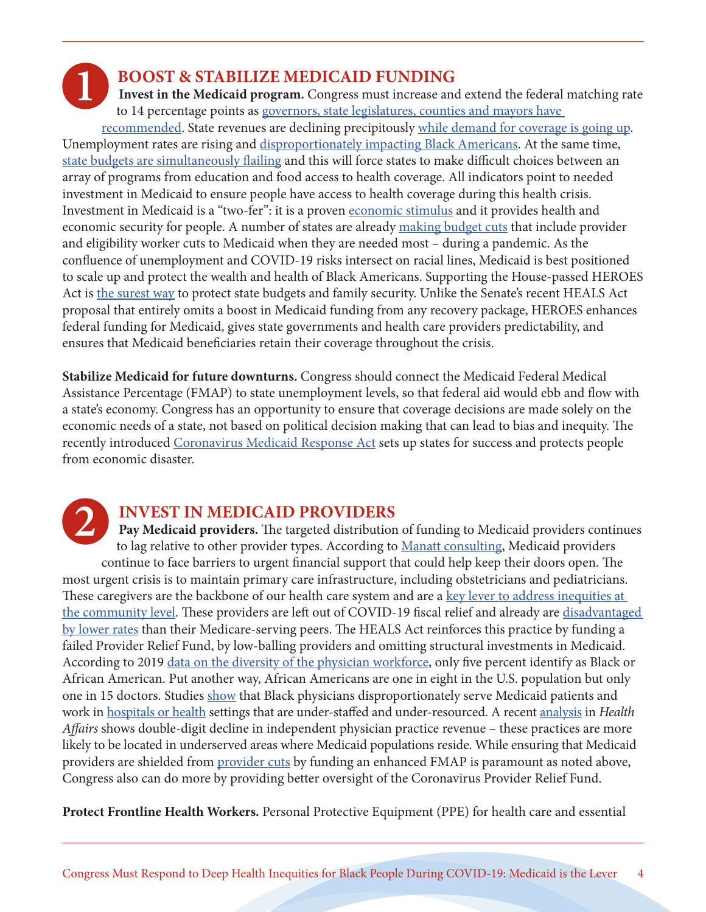## 1 BOOST & STABILIZE MEDICAID FUNDING

**Invest in the Medicaid program.** Congress must increase and extend the federal matching rate to 14 percentage points as governors, state legislatures, counties and mayors have recommended. State revenues are declining precipitously while demand for coverage is going up. Unemployment rates are rising and disproportionately impacting Black Americans. At the same time, state budgets are simultaneously flailing and this will force states to make difficult choices between an array of programs from education and food access to health coverage. All indicators point to needed investment in Medicaid to ensure people have access to health coverage during this health crisis. Investment in Medicaid is a "two-fer": it is a proven economic stimulus and it provides health and economic security for people. A number of states are already making budget cuts that include provider and eligibility worker cuts to Medicaid when they are needed most – during a pandemic. As the confluence of unemployment and COVID-19 risks intersect on racial lines, Medicaid is best positioned to scale up and protect the wealth and health of Black Americans. Supporting the House-passed HEROES Act is the surest way to protect state budgets and family security. Unlike the Senate's recent HEALS Act proposal that entirely omits a boost in Medicaid funding from any recovery package, HEROES enhances federal funding for Medicaid, gives state governments and health care providers predictability, and ensures that Medicaid beneficiaries retain their coverage throughout the crisis.

**Stabilize Medicaid for future downturns.** Congress should connect the Medicaid Federal Medical Assistance Percentage (FMAP) to state unemployment levels, so that federal aid would ebb and flow with a state's economy. Congress has an opportunity to ensure that coverage decisions are made solely on the economic needs of a state, not based on political decision making that can lead to bias and inequity. The recently introduced Coronavirus Medicaid Response Act sets up states for success and protects people from economic disaster.

## 2 INVEST IN MEDICAID PROVIDERS

**Pay Medicaid providers.** The targeted distribution of funding to Medicaid providers continues to lag relative to other provider types. According to Manatt consulting, Medicaid providers continue to face barriers to urgent financial support that could help keep their doors open. The most urgent crisis is to maintain primary care infrastructure, including obstetricians and pediatricians. These caregivers are the backbone of our health care system and are a key lever to address inequities at the community level. These providers are left out of COVID-19 fiscal relief and already are disadvantaged by lower rates than their Medicare-serving peers. The HEALS Act reinforces this practice by funding a failed Provider Relief Fund, by low-balling providers and omitting structural investments in Medicaid. According to 2019 data on the diversity of the physician workforce, only five percent identify as Black or African American. Put another way, African Americans are one in eight in the U.S. population but only one in 15 doctors. Studies show that Black physicians disproportionately serve Medicaid patients and work in hospitals or health settings that are under-staffed and under-resourced. A recent analysis in *Health Affairs* shows double-digit decline in independent physician practice revenue – these practices are more likely to be located in underserved areas where Medicaid populations reside. While ensuring that Medicaid providers are shielded from provider cuts by funding an enhanced FMAP is paramount as noted above, Congress also can do more by providing better oversight of the Coronavirus Provider Relief Fund.

**Protect Frontline Health Workers.** Personal Protective Equipment (PPE) for health care and essential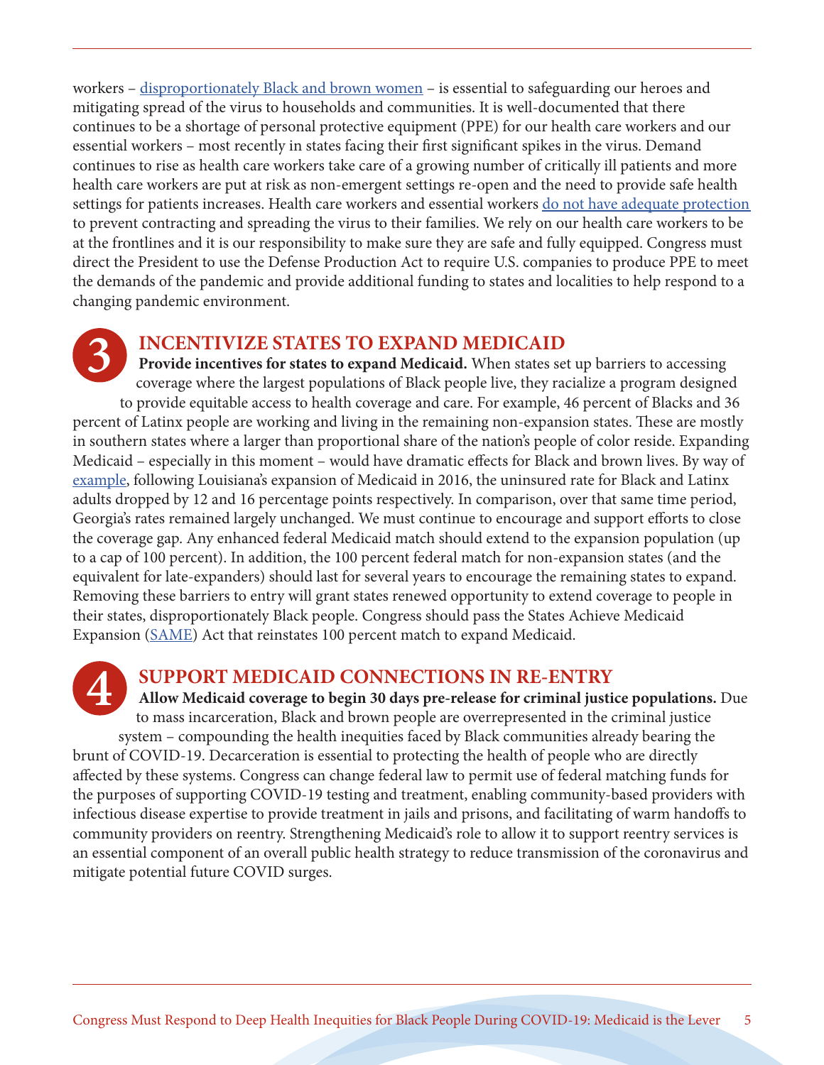workers – disproportionately Black and brown women – is essential to safeguarding our heroes and mitigating spread of the virus to households and communities. It is well-documented that there continues to be a shortage of personal protective equipment (PPE) for our health care workers and our essential workers – most recently in states facing their first significant spikes in the virus. Demand continues to rise as health care workers take care of a growing number of critically ill patients and more health care workers are put at risk as non-emergent settings re-open and the need to provide safe health settings for patients increases. Health care workers and essential workers do not have adequate protection to prevent contracting and spreading the virus to their families. We rely on our health care workers to be at the frontlines and it is our responsibility to make sure they are safe and fully equipped. Congress must direct the President to use the Defense Production Act to require U.S. companies to produce PPE to meet the demands of the pandemic and provide additional funding to states and localities to help respond to a changing pandemic environment.

## 3 INCENTIVIZE STATES TO EXPAND MEDICAID

**Provide incentives for states to expand Medicaid.** When states set up barriers to accessing coverage where the largest populations of Black people live, they racialize a program designed to provide equitable access to health coverage and care. For example, 46 percent of Blacks and 36 percent of Latinx people are working and living in the remaining non-expansion states. These are mostly in southern states where a larger than proportional share of the nation's people of color reside. Expanding Medicaid – especially in this moment – would have dramatic effects for Black and brown lives. By way of example, following Louisiana's expansion of Medicaid in 2016, the uninsured rate for Black and Latinx adults dropped by 12 and 16 percentage points respectively. In comparison, over that same time period, Georgia's rates remained largely unchanged. We must continue to encourage and support efforts to close the coverage gap. Any enhanced federal Medicaid match should extend to the expansion population (up to a cap of 100 percent). In addition, the 100 percent federal match for non-expansion states (and the equivalent for late-expanders) should last for several years to encourage the remaining states to expand. Removing these barriers to entry will grant states renewed opportunity to extend coverage to people in their states, disproportionately Black people. Congress should pass the States Achieve Medicaid Expansion (SAME) Act that reinstates 100 percent match to expand Medicaid.

## 4 SUPPORT MEDICAID CONNECTIONS IN RE-ENTRY

**Allow Medicaid coverage to begin 30 days pre-release for criminal justice populations.** Due to mass incarceration, Black and brown people are overrepresented in the criminal justice system – compounding the health inequities faced by Black communities already bearing the brunt of COVID-19. Decarceration is essential to protecting the health of people who are directly affected by these systems. Congress can change federal law to permit use of federal matching funds for the purposes of supporting COVID-19 testing and treatment, enabling community-based providers with infectious disease expertise to provide treatment in jails and prisons, and facilitating of warm handoffs to community providers on reentry. Strengthening Medicaid's role to allow it to support reentry services is an essential component of an overall public health strategy to reduce transmission of the coronavirus and mitigate potential future COVID surges.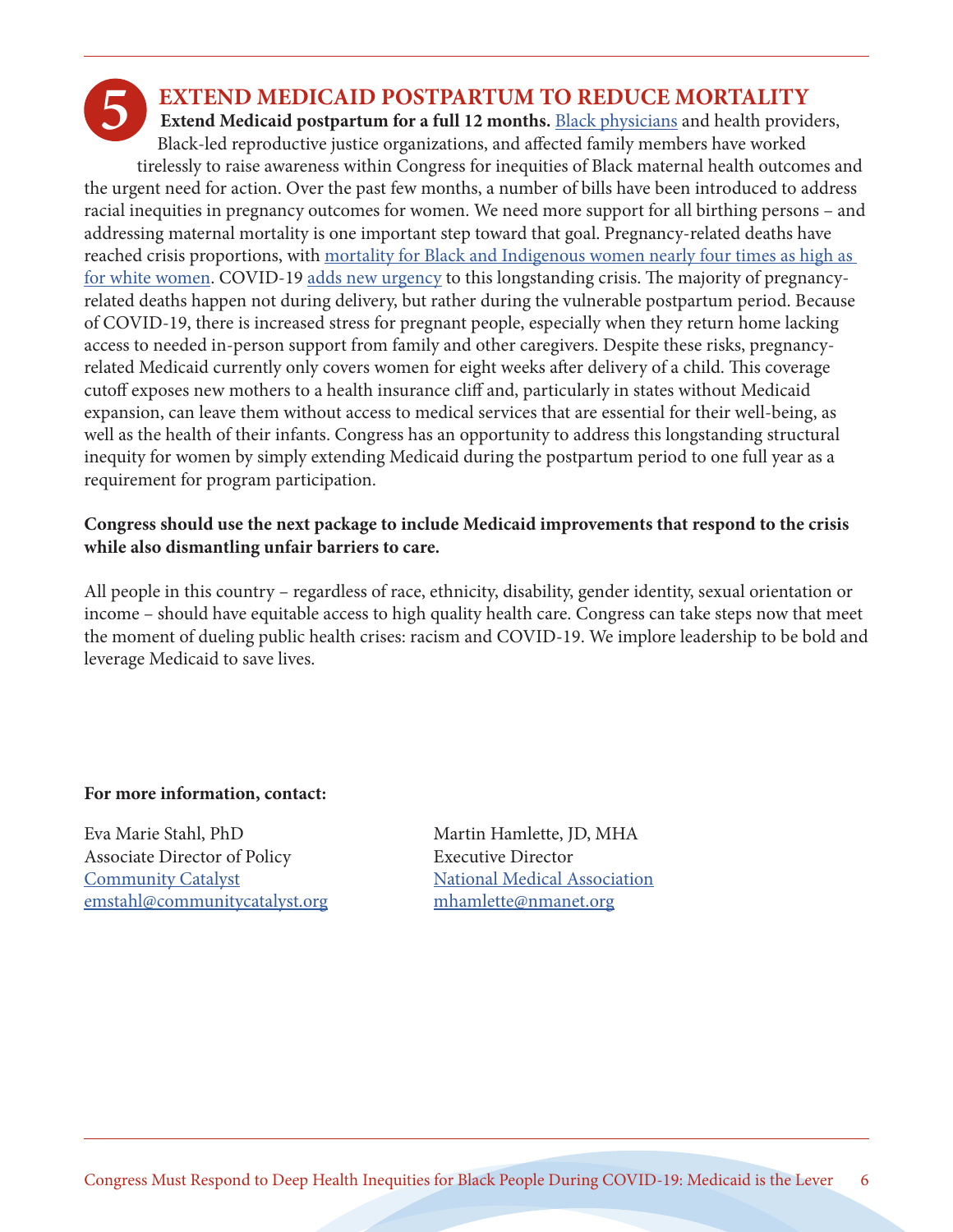## 5 EXTEND MEDICAID POSTPARTUM TO REDUCE MORTALITY

**Extend Medicaid postpartum for a full 12 months.** Black physicians and health providers, Black-led reproductive justice organizations, and affected family members have worked tirelessly to raise awareness within Congress for inequities of Black maternal health outcomes and the urgent need for action. Over the past few months, a number of bills have been introduced to address racial inequities in pregnancy outcomes for women. We need more support for all birthing persons – and addressing maternal mortality is one important step toward that goal. Pregnancy-related deaths have reached crisis proportions, with mortality for Black and Indigenous women nearly four times as high as for white women. COVID-19 adds new urgency to this longstanding crisis. The majority of pregnancy-related deaths happen not during delivery, but rather during the vulnerable postpartum period. Because of COVID-19, there is increased stress for pregnant people, especially when they return home lacking access to needed in-person support from family and other caregivers. Despite these risks, pregnancy-related Medicaid currently only covers women for eight weeks after delivery of a child. This coverage cutoff exposes new mothers to a health insurance cliff and, particularly in states without Medicaid expansion, can leave them without access to medical services that are essential for their well-being, as well as the health of their infants. Congress has an opportunity to address this longstanding structural inequity for women by simply extending Medicaid during the postpartum period to one full year as a requirement for program participation.

**Congress should use the next package to include Medicaid improvements that respond to the crisis while also dismantling unfair barriers to care.**

All people in this country – regardless of race, ethnicity, disability, gender identity, sexual orientation or income – should have equitable access to high quality health care. Congress can take steps now that meet the moment of dueling public health crises: racism and COVID-19. We implore leadership to be bold and leverage Medicaid to save lives.

**For more information, contact:**

Eva Marie Stahl, PhD
Associate Director of Policy
Community Catalyst
emstahl@communitycatalyst.org

Martin Hamlette, JD, MHA
Executive Director
National Medical Association
mhamlette@nmanet.org